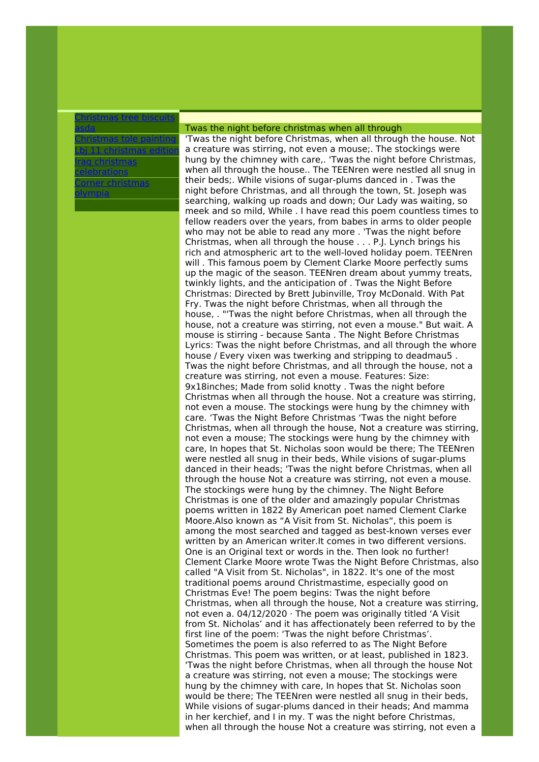- [Christmas tree biscuits asda]()
- [Christmas tole painting]()
- [Lbj 11 christmas edition]()
- [Iraq christmas celebrations]()
- [Corner christmas olympia]()

## Twas the night before christmas when all through

'Twas the night before Christmas, when all through the house. Not a creature was stirring, not even a mouse;. The stockings were hung by the chimney with care,. 'Twas the night before Christmas, when all through the house.. The TEENren were nestled all snug in their beds;. While visions of sugar-plums danced in . Twas the night before Christmas, and all through the town, St. Joseph was searching, walking up roads and down; Our Lady was waiting, so meek and so mild, While . I have read this poem countless times to fellow readers over the years, from babes in arms to older people who may not be able to read any more . 'Twas the night before Christmas, when all through the house . . . P.J. Lynch brings his rich and atmospheric art to the well-loved holiday poem. TEENren will . This famous poem by Clement Clarke Moore perfectly sums up the magic of the season. TEENren dream about yummy treats, twinkly lights, and the anticipation of . Twas the Night Before Christmas: Directed by Brett Jubinville, Troy McDonald. With Pat Fry. Twas the night before Christmas, when all through the house, . "'Twas the night before Christmas, when all through the house, not a creature was stirring, not even a mouse." But wait. A mouse is stirring - because Santa . The Night Before Christmas Lyrics: Twas the night before Christmas, and all through the whore house / Every vixen was twerking and stripping to deadmau5 . Twas the night before Christmas, and all through the house, not a creature was stirring, not even a mouse. Features: Size: 9x18inches; Made from solid knotty . Twas the night before Christmas when all through the house. Not a creature was stirring, not even a mouse. The stockings were hung by the chimney with care. 'Twas the Night Before Christmas 'Twas the night before Christmas, when all through the house, Not a creature was stirring, not even a mouse; The stockings were hung by the chimney with care, In hopes that St. Nicholas soon would be there; The TEENren were nestled all snug in their beds, While visions of sugar-plums danced in their heads; 'Twas the night before Christmas, when all through the house Not a creature was stirring, not even a mouse. The stockings were hung by the chimney. The Night Before Christmas is one of the older and amazingly popular Christmas poems written in 1822 By American poet named Clement Clarke Moore.Also known as "A Visit from St. Nicholas", this poem is among the most searched and tagged as best-known verses ever written by an American writer.It comes in two different versions. One is an Original text or words in the. Then look no further! Clement Clarke Moore wrote Twas the Night Before Christmas, also called "A Visit from St. Nicholas", in 1822. It's one of the most traditional poems around Christmastime, especially good on Christmas Eve! The poem begins: Twas the night before Christmas, when all through the house, Not a creature was stirring, not even a. 04/12/2020 · The poem was originally titled 'A Visit from St. Nicholas' and it has affectionately been referred to by the first line of the poem: 'Twas the night before Christmas'. Sometimes the poem is also referred to as The Night Before Christmas. This poem was written, or at least, published in 1823. 'Twas the night before Christmas, when all through the house Not a creature was stirring, not even a mouse; The stockings were hung by the chimney with care, In hopes that St. Nicholas soon would be there; The TEENren were nestled all snug in their beds, While visions of sugar-plums danced in their heads; And mamma in her kerchief, and I in my. T was the night before Christmas, when all through the house Not a creature was stirring, not even a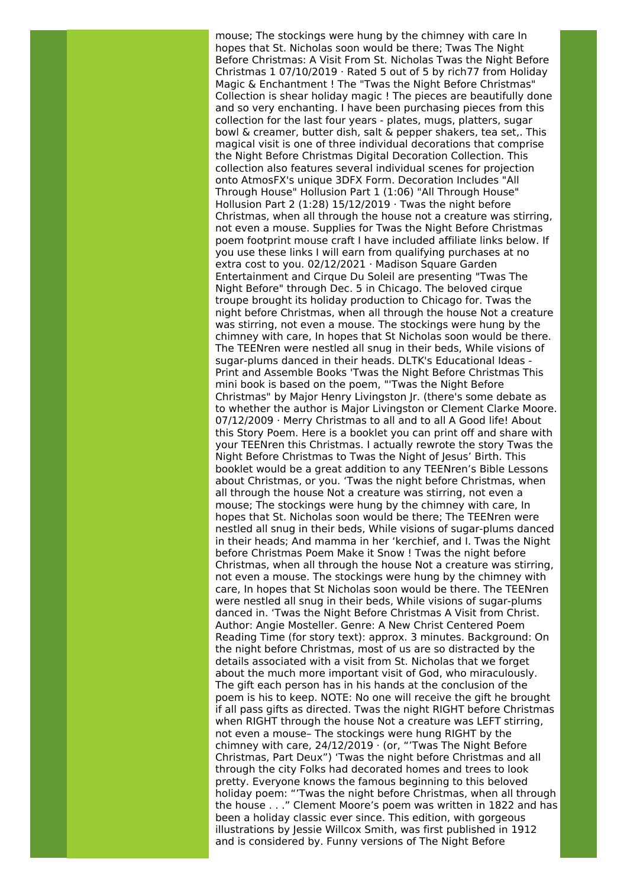mouse; The stockings were hung by the chimney with care In hopes that St. Nicholas soon would be there; Twas The Night Before Christmas: A Visit From St. Nicholas Twas the Night Before Christmas 1 07/10/2019 · Rated 5 out of 5 by rich77 from Holiday Magic & Enchantment ! The "Twas the Night Before Christmas" Collection is shear holiday magic ! The pieces are beautifully done and so very enchanting. I have been purchasing pieces from this collection for the last four years - plates, mugs, platters, sugar bowl & creamer, butter dish, salt & pepper shakers, tea set,. This magical visit is one of three individual decorations that comprise the Night Before Christmas Digital Decoration Collection. This collection also features several individual scenes for projection onto AtmosFX's unique 3DFX Form. Decoration Includes "All Through House" Hollusion Part 1 (1:06) "All Through House" Hollusion Part 2 (1:28) 15/12/2019 · Twas the night before Christmas, when all through the house not a creature was stirring, not even a mouse. Supplies for Twas the Night Before Christmas poem footprint mouse craft I have included affiliate links below. If you use these links I will earn from qualifying purchases at no extra cost to you. 02/12/2021 · Madison Square Garden Entertainment and Cirque Du Soleil are presenting "Twas The Night Before" through Dec. 5 in Chicago. The beloved cirque troupe brought its holiday production to Chicago for. Twas the night before Christmas, when all through the house Not a creature was stirring, not even a mouse. The stockings were hung by the chimney with care, In hopes that St Nicholas soon would be there. The TEENren were nestled all snug in their beds, While visions of sugar-plums danced in their heads. DLTK's Educational Ideas - Print and Assemble Books 'Twas the Night Before Christmas This mini book is based on the poem, "'Twas the Night Before Christmas" by Major Henry Livingston Jr. (there's some debate as to whether the author is Major Livingston or Clement Clarke Moore. 07/12/2009 · Merry Christmas to all and to all A Good life! About this Story Poem. Here is a booklet you can print off and share with your TEENren this Christmas. I actually rewrote the story Twas the Night Before Christmas to Twas the Night of Jesus' Birth. This booklet would be a great addition to any TEENren's Bible Lessons about Christmas, or you. 'Twas the night before Christmas, when all through the house Not a creature was stirring, not even a mouse; The stockings were hung by the chimney with care, In hopes that St. Nicholas soon would be there; The TEENren were nestled all snug in their beds, While visions of sugar-plums danced in their heads; And mamma in her 'kerchief, and I. Twas the Night before Christmas Poem Make it Snow ! Twas the night before Christmas, when all through the house Not a creature was stirring, not even a mouse. The stockings were hung by the chimney with care, In hopes that St Nicholas soon would be there. The TEENren were nestled all snug in their beds, While visions of sugar-plums danced in. 'Twas the Night Before Christmas A Visit from Christ. Author: Angie Mosteller. Genre: A New Christ Centered Poem Reading Time (for story text): approx. 3 minutes. Background: On the night before Christmas, most of us are so distracted by the details associated with a visit from St. Nicholas that we forget about the much more important visit of God, who miraculously. The gift each person has in his hands at the conclusion of the poem is his to keep. NOTE: No one will receive the gift he brought if all pass gifts as directed. Twas the night RIGHT before Christmas when RIGHT through the house Not a creature was LEFT stirring, not even a mouse– The stockings were hung RIGHT by the chimney with care, 24/12/2019 · (or, "'Twas The Night Before Christmas, Part Deux") 'Twas the night before Christmas and all through the city Folks had decorated homes and trees to look pretty. Everyone knows the famous beginning to this beloved holiday poem: "'Twas the night before Christmas, when all through the house . . ." Clement Moore's poem was written in 1822 and has been a holiday classic ever since. This edition, with gorgeous illustrations by Jessie Willcox Smith, was first published in 1912 and is considered by. Funny versions of The Night Before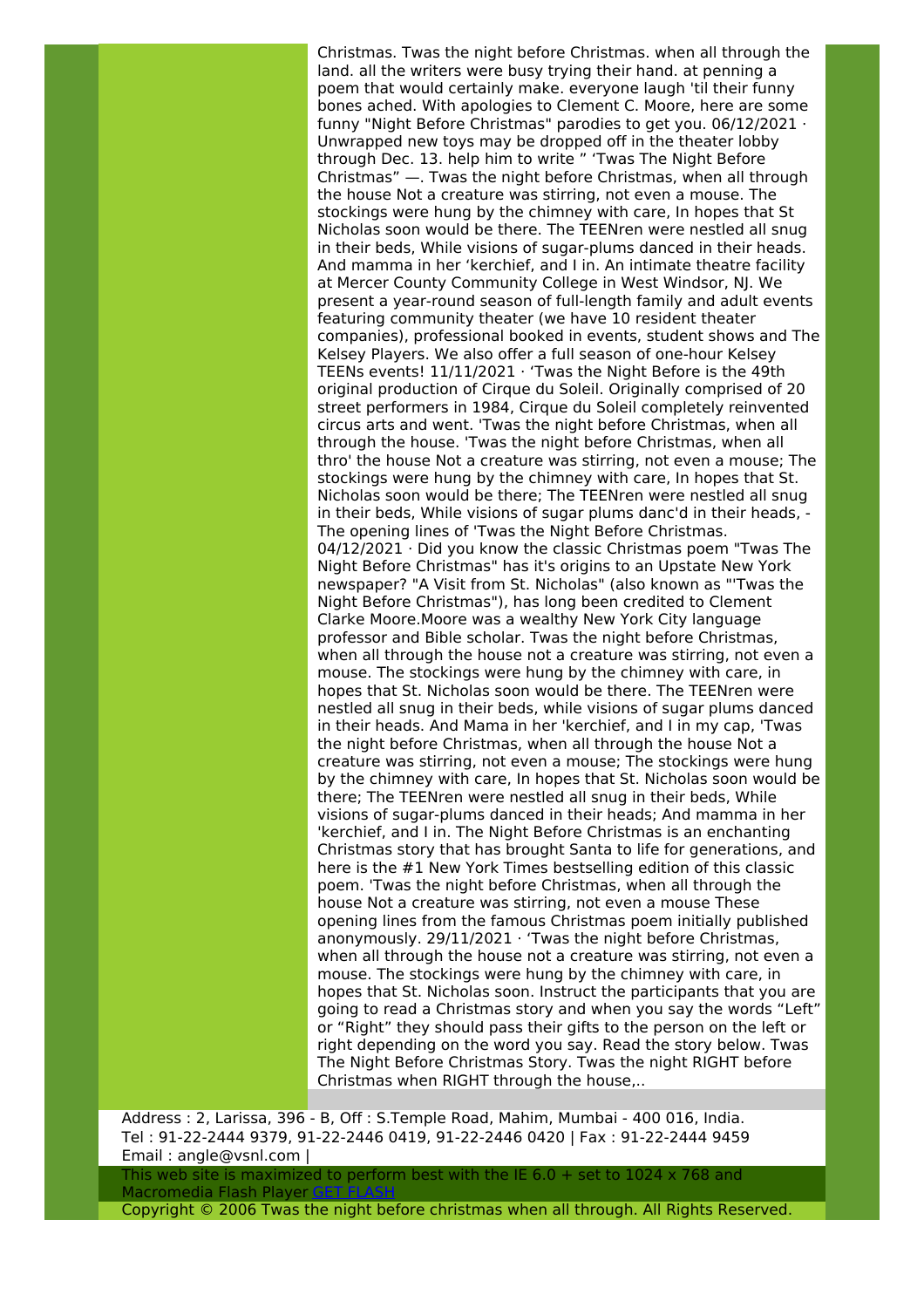Christmas. Twas the night before Christmas. when all through the land. all the writers were busy trying their hand. at penning a poem that would certainly make. everyone laugh 'til their funny bones ached. With apologies to Clement C. Moore, here are some funny "Night Before Christmas" parodies to get you. 06/12/2021 · Unwrapped new toys may be dropped off in the theater lobby through Dec. 13. help him to write " 'Twas The Night Before Christmas" —. Twas the night before Christmas, when all through the house Not a creature was stirring, not even a mouse. The stockings were hung by the chimney with care, In hopes that St Nicholas soon would be there. The TEENren were nestled all snug in their beds, While visions of sugar-plums danced in their heads. And mamma in her 'kerchief, and I in. An intimate theatre facility at Mercer County Community College in West Windsor, NJ. We present a year-round season of full-length family and adult events featuring community theater (we have 10 resident theater companies), professional booked in events, student shows and The Kelsey Players. We also offer a full season of one-hour Kelsey TEENs events! 11/11/2021 · 'Twas the Night Before is the 49th original production of Cirque du Soleil. Originally comprised of 20 street performers in 1984, Cirque du Soleil completely reinvented circus arts and went. 'Twas the night before Christmas, when all through the house. 'Twas the night before Christmas, when all thro' the house Not a creature was stirring, not even a mouse; The stockings were hung by the chimney with care, In hopes that St. Nicholas soon would be there; The TEENren were nestled all snug in their beds, While visions of sugar plums danc'd in their heads, - The opening lines of 'Twas the Night Before Christmas. 04/12/2021 · Did you know the classic Christmas poem "Twas The Night Before Christmas" has it's origins to an Upstate New York newspaper? "A Visit from St. Nicholas" (also known as "'Twas the Night Before Christmas"), has long been credited to Clement Clarke Moore.Moore was a wealthy New York City language professor and Bible scholar. Twas the night before Christmas, when all through the house not a creature was stirring, not even a mouse. The stockings were hung by the chimney with care, in hopes that St. Nicholas soon would be there. The TEENren were nestled all snug in their beds, while visions of sugar plums danced in their heads. And Mama in her 'kerchief, and I in my cap, 'Twas the night before Christmas, when all through the house Not a creature was stirring, not even a mouse; The stockings were hung by the chimney with care, In hopes that St. Nicholas soon would be there; The TEENren were nestled all snug in their beds, While visions of sugar-plums danced in their heads; And mamma in her 'kerchief, and I in. The Night Before Christmas is an enchanting Christmas story that has brought Santa to life for generations, and here is the #1 New York Times bestselling edition of this classic poem. 'Twas the night before Christmas, when all through the house Not a creature was stirring, not even a mouse These opening lines from the famous Christmas poem initially published anonymously. 29/11/2021 · 'Twas the night before Christmas, when all through the house not a creature was stirring, not even a mouse. The stockings were hung by the chimney with care, in hopes that St. Nicholas soon. Instruct the participants that you are going to read a Christmas story and when you say the words "Left" or "Right" they should pass their gifts to the person on the left or right depending on the word you say. Read the story below. Twas The Night Before Christmas Story. Twas the night RIGHT before Christmas when RIGHT through the house,..

Address : 2, Larissa, 396 - B, Off : S.Temple Road, Mahim, Mumbai - 400 016, India.
Tel : 91-22-2444 9379, 91-22-2446 0419, 91-22-2446 0420 | Fax : 91-22-2444 9459
Email : angle@vsnl.com |

This web site is maximized to perform best with the IE 6.0 + set to 1024 x 768 and Macromedia Flash Player GET FLASH

Copyright © 2006 Twas the night before christmas when all through. All Rights Reserved.